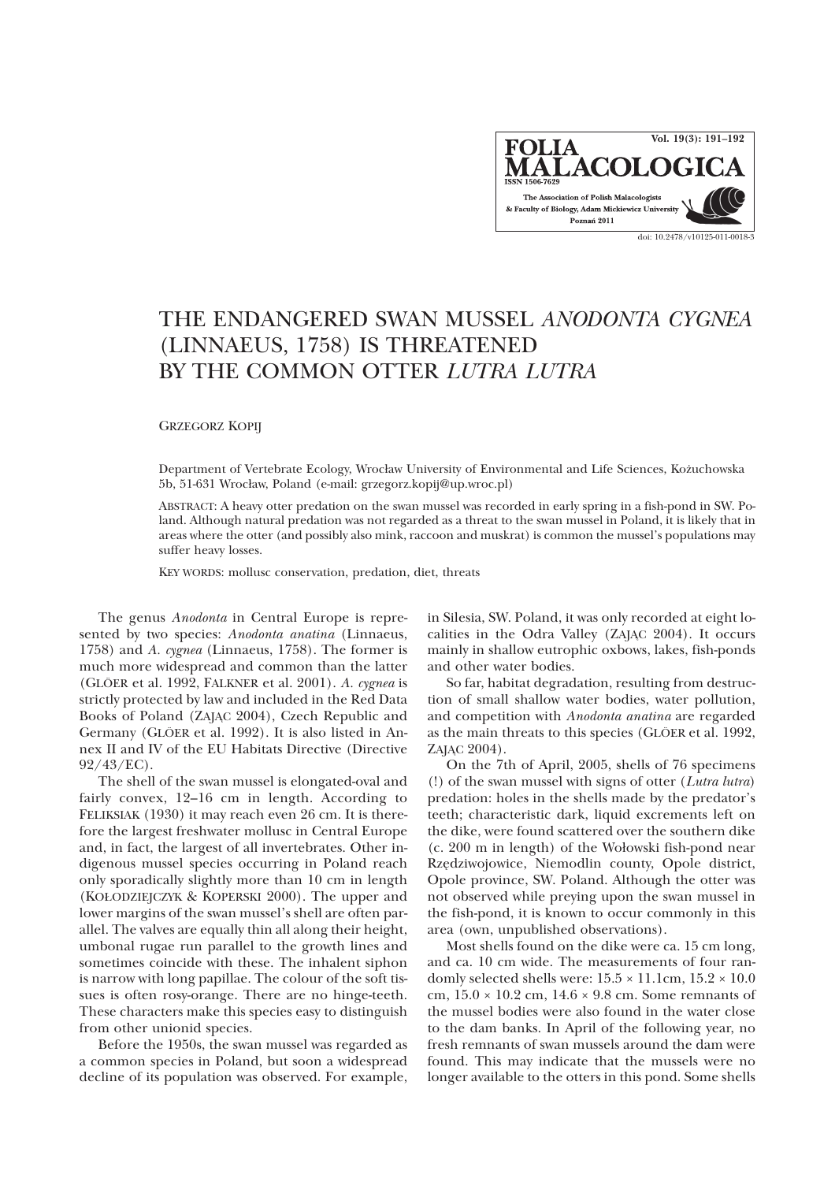# THE ENDANGERED SWAN MUSSEL *ANODONTA CYGNEA* (LINNAEUS, 1758) IS THREATENED BY THE COMMON OTTER *LUTRA LUTRA*

GRZEGORZ KOPIJ

Department of Vertebrate Ecology, Wrocław University of Environmental and Life Sciences, Kożuchowska 5b, 51-631 Wrocław, Poland (e-mail: grzegorz.kopij@up.wroc.pl)

ABSTRACT: A heavy otter predation on the swan mussel was recorded in early spring in a fish-pond in SW. Poland. Although natural predation was not regarded as a threat to the swan mussel in Poland, it is likely that in areas where the otter (and possibly also mink, raccoon and muskrat) is common the mussel's populations may suffer heavy losses.

KEY WORDS: mollusc conservation, predation, diet, threats

The genus *Anodonta* in Central Europe is represented by two species: *Anodonta anatina* (Linnaeus, 1758) and *A. cygnea* (Linnaeus, 1758). The former is much more widespread and common than the latter (GLÖER et al. 1992, FALKNER et al. 2001). *A. cygnea* is strictly protected by law and included in the Red Data Books of Poland (ZAJĄC 2004), Czech Republic and Germany (GLÖER et al. 1992). It is also listed in Annex II and IV of the EU Habitats Directive (Directive 92/43/EC).

The shell of the swan mussel is elongated-oval and fairly convex, 12–16 cm in length. According to FELIKSIAK (1930) it may reach even 26 cm. It is therefore the largest freshwater mollusc in Central Europe and, in fact, the largest of all invertebrates. Other indigenous mussel species occurring in Poland reach only sporadically slightly more than 10 cm in length (KOŁODZIEJCZYK & KOPERSKI 2000). The upper and lower margins of the swan mussel's shell are often parallel. The valves are equally thin all along their height, umbonal rugae run parallel to the growth lines and sometimes coincide with these. The inhalent siphon is narrow with long papillae. The colour of the soft tissues is often rosy-orange. There are no hinge-teeth. These characters make this species easy to distinguish from other unionid species.

Before the 1950s, the swan mussel was regarded as a common species in Poland, but soon a widespread decline of its population was observed. For example, in Silesia, SW. Poland, it was only recorded at eight localities in the Odra Valley (ZAJĄC 2004). It occurs mainly in shallow eutrophic oxbows, lakes, fish-ponds and other water bodies.

So far, habitat degradation, resulting from destruction of small shallow water bodies, water pollution, and competition with *Anodonta anatina* are regarded as the main threats to this species (GLÖER et al. 1992, ZAJĄC 2004).

On the 7th of April, 2005, shells of 76 specimens (!) of the swan mussel with signs of otter (*Lutra lutra*) predation: holes in the shells made by the predator's teeth; characteristic dark, liquid excrements left on the dike, were found scattered over the southern dike (c. 200 m in length) of the Wołowski fish-pond near Rzędziwojowice, Niemodlin county, Opole district, Opole province, SW. Poland. Although the otter was not observed while preying upon the swan mussel in the fish-pond, it is known to occur commonly in this area (own, unpublished observations).

Most shells found on the dike were ca. 15 cm long, and ca. 10 cm wide. The measurements of four randomly selected shells were: 15.5 × 11.1cm, 15.2 × 10.0 cm, 15.0 × 10.2 cm, 14.6 × 9.8 cm. Some remnants of the mussel bodies were also found in the water close to the dam banks. In April of the following year, no fresh remnants of swan mussels around the dam were found. This may indicate that the mussels were no longer available to the otters in this pond. Some shells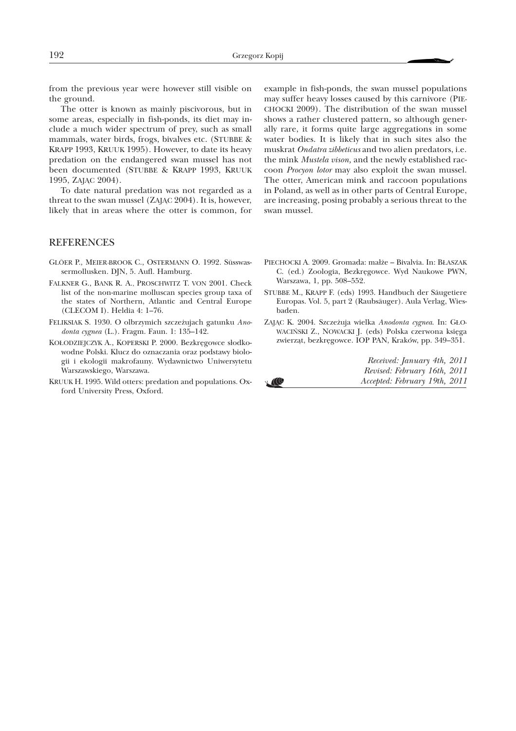from the previous year were however still visible on the ground.

The otter is known as mainly piscivorous, but in some areas, especially in fish-ponds, its diet may include a much wider spectrum of prey, such as small mammals, water birds, frogs, bivalves etc. (STUBBE & KRAPP 1993, KRUUK 1995). However, to date its heavy predation on the endangered swan mussel has not been documented (STUBBE & KRAPP 1993, KRUUK 1995, ZAJĄC 2004).

To date natural predation was not regarded as a threat to the swan mussel (ZAJĄC 2004). It is, however, likely that in areas where the otter is common, for example in fish-ponds, the swan mussel populations may suffer heavy losses caused by this carnivore (PIECHOCKI 2009). The distribution of the swan mussel shows a rather clustered pattern, so although generally rare, it forms quite large aggregations in some water bodies. It is likely that in such sites also the muskrat *Ondatra zibbeticus* and two alien predators, i.e. the mink *Mustela vison,* and the newly established raccoon *Procyon lotor* may also exploit the swan mussel. The otter, American mink and raccoon populations in Poland, as well as in other parts of Central Europe, are increasing, posing probably a serious threat to the swan mussel.

## REFERENCES

GLÖER P., MEIER-BROOK C., OSTERMANN O. 1992. Süsswassermollusken. DJN, 5. Aufl. Hamburg.

FALKNER G., BANK R. A., PROSCHWITZ T. VON 2001. Check list of the non-marine molluscan species group taxa of the states of Northern, Atlantic and Central Europe (CLECOM I). Heldia 4: 1–76.

FELIKSIAK S. 1930. O olbrzymich szczeżujach gatunku *Anodonta cygnea* (L.). Fragm. Faun. 1: 135–142.

KOŁODZIEJCZYK A., KOPERSKI P. 2000. Bezkręgowce słodkowodne Polski. Klucz do oznaczania oraz podstawy biologii i ekologii makrofauny. Wydawnictwo Uniwersytetu Warszawskiego, Warszawa.

KRUUK H. 1995. Wild otters: predation and populations. Oxford University Press, Oxford.

PIECHOCKI A. 2009. Gromada: małże – Bivalvia. In: BŁASZAK C. (ed.) Zoologia, Bezkręgowce. Wyd Naukowe PWN, Warszawa, 1, pp. 508–552.

STUBBE M., KRAPP F. (eds) 1993. Handbuch der Säugetiere Europas. Vol. 5, part 2 (Raubsäuger). Aula Verlag, Wiesbaden.

ZAJĄC K. 2004. Szczeżuja wielka *Anodonta cygnea*. In: GŁOWACIŃSKI Z., NOWACKI J. (eds) Polska czerwona księga zwierząt, bezkręgowce. IOP PAN, Kraków, pp. 349–351.

*Received: January 4th, 2011*
*Revised: February 16th, 2011*
*Accepted: February 19th, 2011*